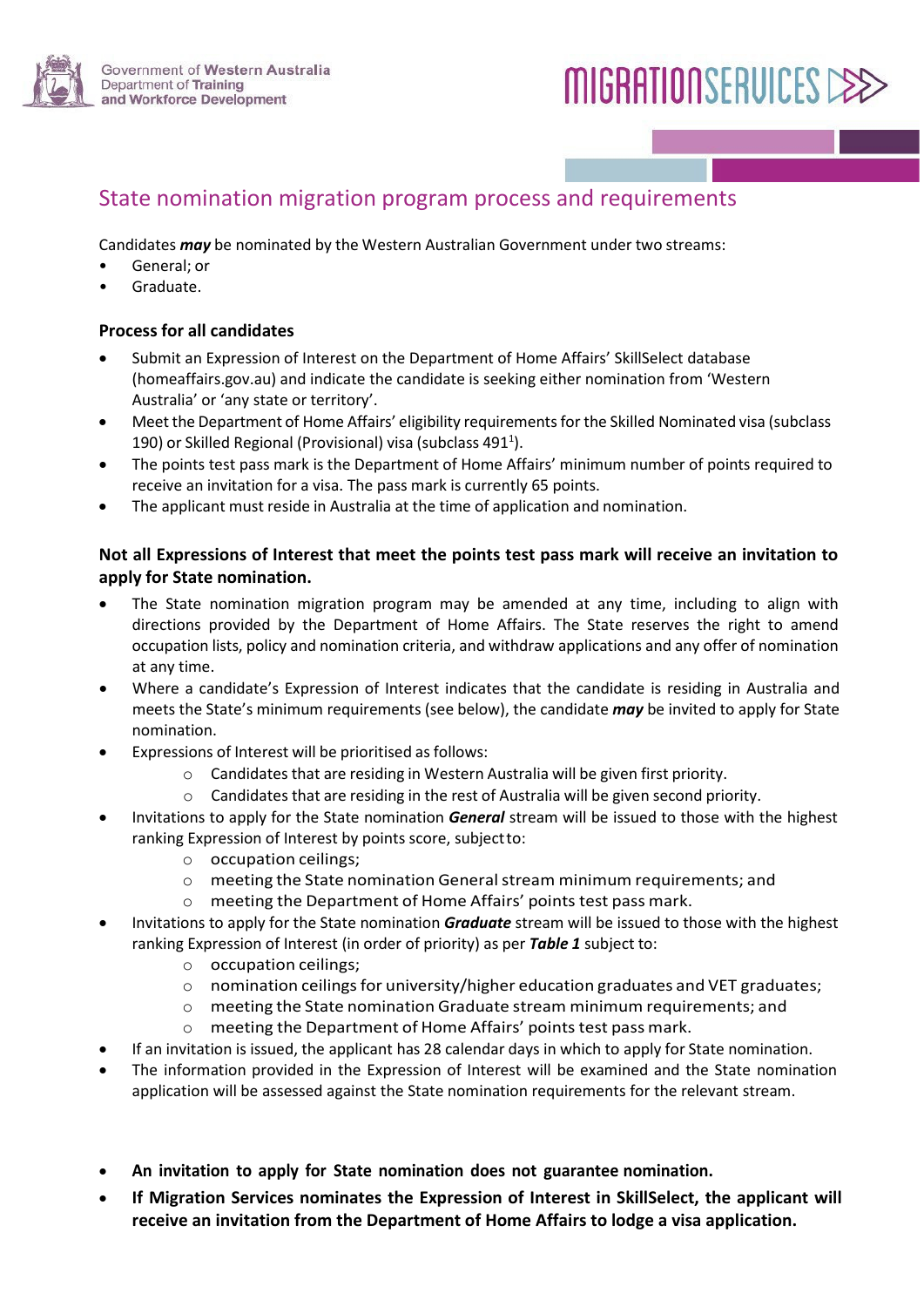Government of Western Australia
Department of Training
and Workforce Development

MIGRATION SERVICES

# State nomination migration program process and requirements

Candidates ***may*** be nominated by the Western Australian Government under two streams:

- General; or
- Graduate.

### Process for all candidates

- Submit an Expression of Interest on the Department of Home Affairs' SkillSelect database (homeaffairs.gov.au) and indicate the candidate is seeking either nomination from 'Western Australia' or 'any state or territory'.
- Meet the Department of Home Affairs' eligibility requirements for the Skilled Nominated visa (subclass 190) or Skilled Regional (Provisional) visa (subclass 491[1]).
- The points test pass mark is the Department of Home Affairs' minimum number of points required to receive an invitation for a visa. The pass mark is currently 65 points.
- The applicant must reside in Australia at the time of application and nomination.

### Not all Expressions of Interest that meet the points test pass mark will receive an invitation to apply for State nomination.

- The State nomination migration program may be amended at any time, including to align with directions provided by the Department of Home Affairs. The State reserves the right to amend occupation lists, policy and nomination criteria, and withdraw applications and any offer of nomination at any time.
- Where a candidate's Expression of Interest indicates that the candidate is residing in Australia and meets the State's minimum requirements (see below), the candidate ***may*** be invited to apply for State nomination.
- Expressions of Interest will be prioritised as follows:
  - Candidates that are residing in Western Australia will be given first priority.
  - Candidates that are residing in the rest of Australia will be given second priority.
- Invitations to apply for the State nomination ***General*** stream will be issued to those with the highest ranking Expression of Interest by points score, subject to:
  - occupation ceilings;
  - meeting the State nomination General stream minimum requirements; and
  - meeting the Department of Home Affairs' points test pass mark.
- Invitations to apply for the State nomination ***Graduate*** stream will be issued to those with the highest ranking Expression of Interest (in order of priority) as per ***Table 1*** subject to:
  - occupation ceilings;
  - nomination ceilings for university/higher education graduates and VET graduates;
  - meeting the State nomination Graduate stream minimum requirements; and
  - meeting the Department of Home Affairs' points test pass mark.
- If an invitation is issued, the applicant has 28 calendar days in which to apply for State nomination.
- The information provided in the Expression of Interest will be examined and the State nomination application will be assessed against the State nomination requirements for the relevant stream.

- **An invitation to apply for State nomination does not guarantee nomination.**
- **If Migration Services nominates the Expression of Interest in SkillSelect, the applicant will receive an invitation from the Department of Home Affairs to lodge a visa application.**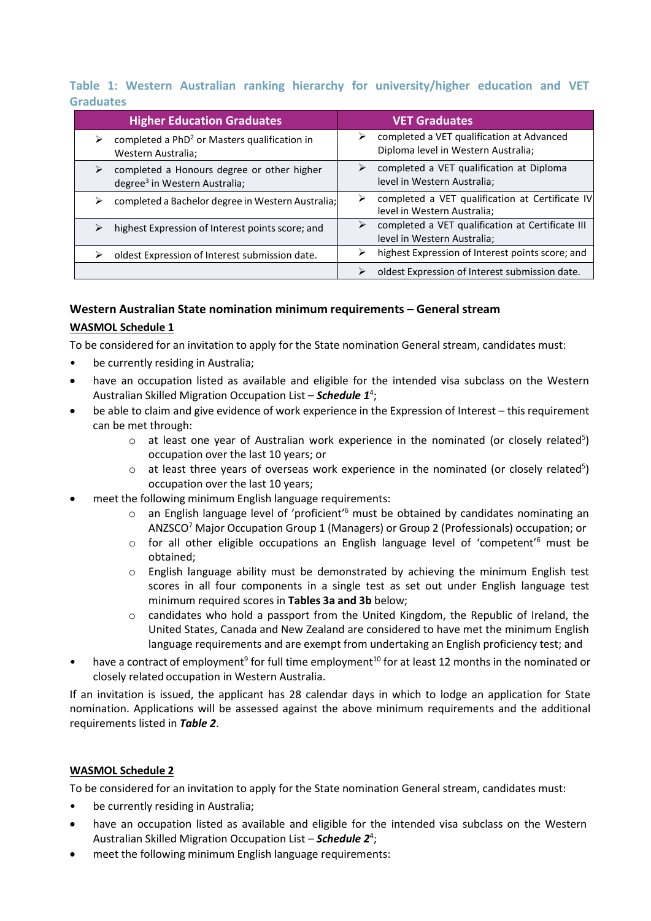### Table 1: Western Australian ranking hierarchy for university/higher education and VET Graduates

| Higher Education Graduates | VET Graduates |
| --- | --- |
| ➢ completed a PhD[2] or Masters qualification in Western Australia; | ➢ completed a VET qualification at Advanced Diploma level in Western Australia; |
| ➢ completed a Honours degree or other higher degree[3] in Western Australia; | ➢ completed a VET qualification at Diploma level in Western Australia; |
| ➢ completed a Bachelor degree in Western Australia; | ➢ completed a VET qualification at Certificate IV level in Western Australia; |
| ➢ highest Expression of Interest points score; and | ➢ completed a VET qualification at Certificate III level in Western Australia; |
| ➢ oldest Expression of Interest submission date. | ➢ highest Expression of Interest points score; and |
| | ➢ oldest Expression of Interest submission date. |

### Western Australian State nomination minimum requirements – General stream

**WASMOL Schedule 1**

To be considered for an invitation to apply for the State nomination General stream, candidates must:

- be currently residing in Australia;
- have an occupation listed as available and eligible for the intended visa subclass on the Western Australian Skilled Migration Occupation List – ***Schedule 1***[4];
- be able to claim and give evidence of work experience in the Expression of Interest – this requirement can be met through:
  - at least one year of Australian work experience in the nominated (or closely related[5]) occupation over the last 10 years; or
  - at least three years of overseas work experience in the nominated (or closely related[5]) occupation over the last 10 years;
- meet the following minimum English language requirements:
  - an English language level of 'proficient'[6] must be obtained by candidates nominating an ANZSCO[7] Major Occupation Group 1 (Managers) or Group 2 (Professionals) occupation; or
  - for all other eligible occupations an English language level of 'competent'[6] must be obtained;
  - English language ability must be demonstrated by achieving the minimum English test scores in all four components in a single test as set out under English language test minimum required scores in **Tables 3a and 3b** below;
  - candidates who hold a passport from the United Kingdom, the Republic of Ireland, the United States, Canada and New Zealand are considered to have met the minimum English language requirements and are exempt from undertaking an English proficiency test; and
- have a contract of employment[9] for full time employment[10] for at least 12 months in the nominated or closely related occupation in Western Australia.

If an invitation is issued, the applicant has 28 calendar days in which to lodge an application for State nomination. Applications will be assessed against the above minimum requirements and the additional requirements listed in ***Table 2***.

**WASMOL Schedule 2**

To be considered for an invitation to apply for the State nomination General stream, candidates must:

- be currently residing in Australia;
- have an occupation listed as available and eligible for the intended visa subclass on the Western Australian Skilled Migration Occupation List – ***Schedule 2***[4];
- meet the following minimum English language requirements: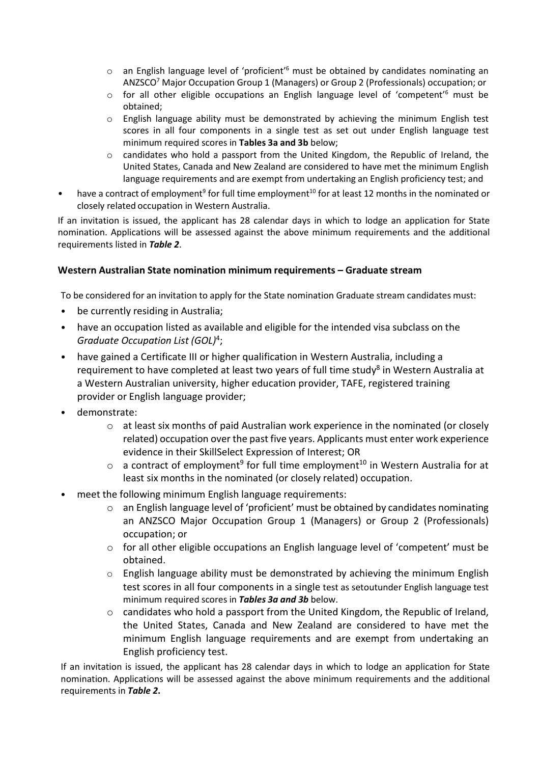- an English language level of 'proficient'[6] must be obtained by candidates nominating an ANZSCO[7] Major Occupation Group 1 (Managers) or Group 2 (Professionals) occupation; or
  - for all other eligible occupations an English language level of 'competent'[6] must be obtained;
  - English language ability must be demonstrated by achieving the minimum English test scores in all four components in a single test as set out under English language test minimum required scores in **Tables 3a and 3b** below;
  - candidates who hold a passport from the United Kingdom, the Republic of Ireland, the United States, Canada and New Zealand are considered to have met the minimum English language requirements and are exempt from undertaking an English proficiency test; and
- have a contract of employment[9] for full time employment[10] for at least 12 months in the nominated or closely related occupation in Western Australia.

If an invitation is issued, the applicant has 28 calendar days in which to lodge an application for State nomination. Applications will be assessed against the above minimum requirements and the additional requirements listed in ***Table 2***.

### Western Australian State nomination minimum requirements – Graduate stream

To be considered for an invitation to apply for the State nomination Graduate stream candidates must:

- be currently residing in Australia;
- have an occupation listed as available and eligible for the intended visa subclass on the *Graduate Occupation List (GOL)*[4];
- have gained a Certificate III or higher qualification in Western Australia, including a requirement to have completed at least two years of full time study[8] in Western Australia at a Western Australian university, higher education provider, TAFE, registered training provider or English language provider;
- demonstrate:
  - at least six months of paid Australian work experience in the nominated (or closely related) occupation over the past five years. Applicants must enter work experience evidence in their SkillSelect Expression of Interest; OR
  - a contract of employment[9] for full time employment[10] in Western Australia for at least six months in the nominated (or closely related) occupation.
- meet the following minimum English language requirements:
  - an English language level of 'proficient' must be obtained by candidates nominating an ANZSCO Major Occupation Group 1 (Managers) or Group 2 (Professionals) occupation; or
  - for all other eligible occupations an English language level of 'competent' must be obtained.
  - English language ability must be demonstrated by achieving the minimum English test scores in all four components in a single test as setoutunder English language test minimum required scores in ***Tables 3a and 3b*** below.
  - candidates who hold a passport from the United Kingdom, the Republic of Ireland, the United States, Canada and New Zealand are considered to have met the minimum English language requirements and are exempt from undertaking an English proficiency test.

If an invitation is issued, the applicant has 28 calendar days in which to lodge an application for State nomination. Applications will be assessed against the above minimum requirements and the additional requirements in ***Table 2*.**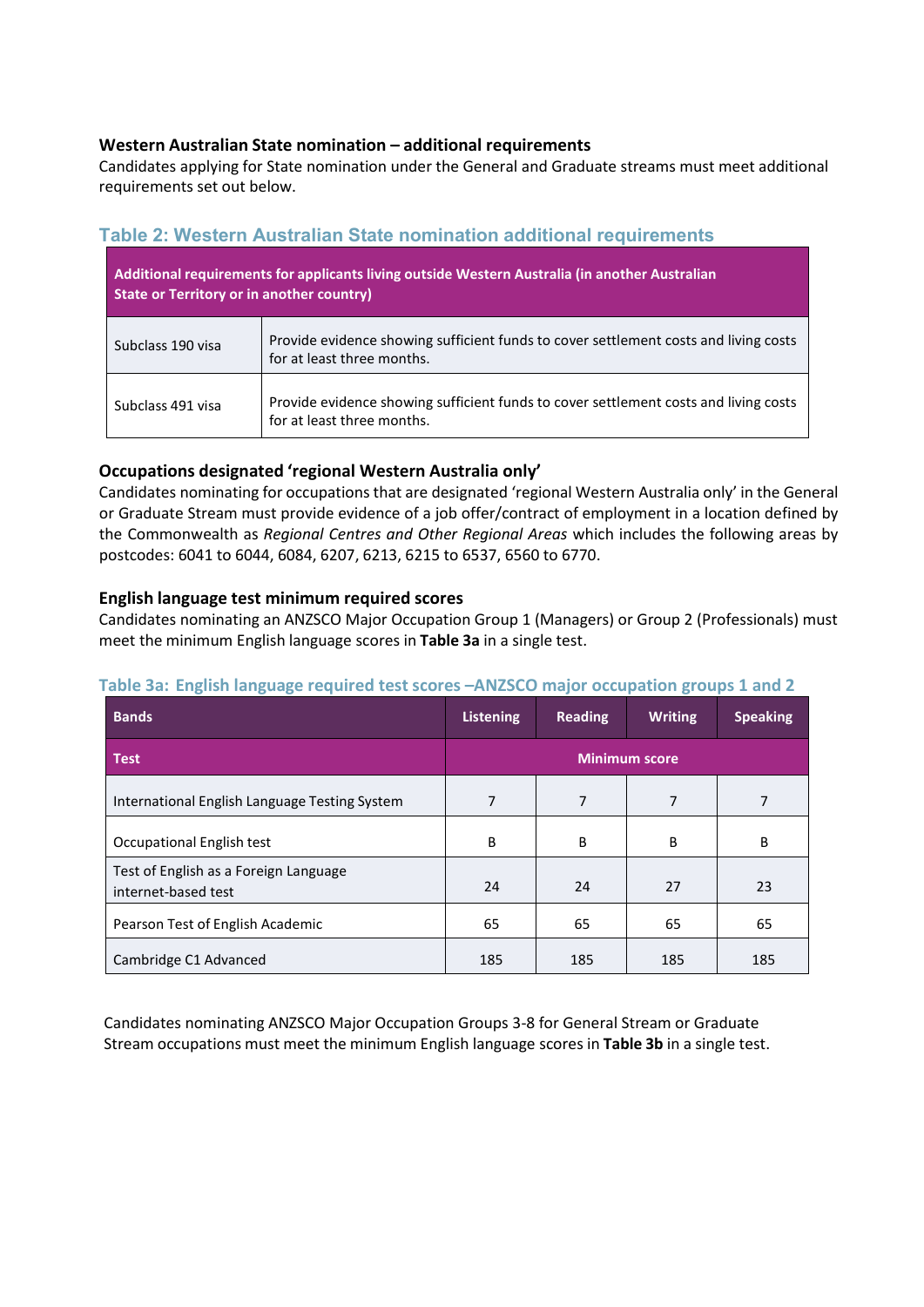### Western Australian State nomination – additional requirements

Candidates applying for State nomination under the General and Graduate streams must meet additional requirements set out below.

## Table 2: Western Australian State nomination additional requirements

| **Additional requirements for applicants living outside Western Australia (in another Australian State or Territory or in another country)** | |
|---|---|
| Subclass 190 visa | Provide evidence showing sufficient funds to cover settlement costs and living costs for at least three months. |
| Subclass 491 visa | Provide evidence showing sufficient funds to cover settlement costs and living costs for at least three months. |

### Occupations designated 'regional Western Australia only'

Candidates nominating for occupations that are designated 'regional Western Australia only' in the General or Graduate Stream must provide evidence of a job offer/contract of employment in a location defined by the Commonwealth as *Regional Centres and Other Regional Areas* which includes the following areas by postcodes: 6041 to 6044, 6084, 6207, 6213, 6215 to 6537, 6560 to 6770.

### English language test minimum required scores

Candidates nominating an ANZSCO Major Occupation Group 1 (Managers) or Group 2 (Professionals) must meet the minimum English language scores in **Table 3a** in a single test.

## Table 3a: English language required test scores –ANZSCO major occupation groups 1 and 2

| **Bands** | **Listening** | **Reading** | **Writing** | **Speaking** |
|---|---|---|---|---|
| **Test** | **Minimum score** | | | |
| International English Language Testing System | 7 | 7 | 7 | 7 |
| Occupational English test | B | B | B | B |
| Test of English as a Foreign Language internet-based test | 24 | 24 | 27 | 23 |
| Pearson Test of English Academic | 65 | 65 | 65 | 65 |
| Cambridge C1 Advanced | 185 | 185 | 185 | 185 |

Candidates nominating ANZSCO Major Occupation Groups 3-8 for General Stream or Graduate Stream occupations must meet the minimum English language scores in **Table 3b** in a single test.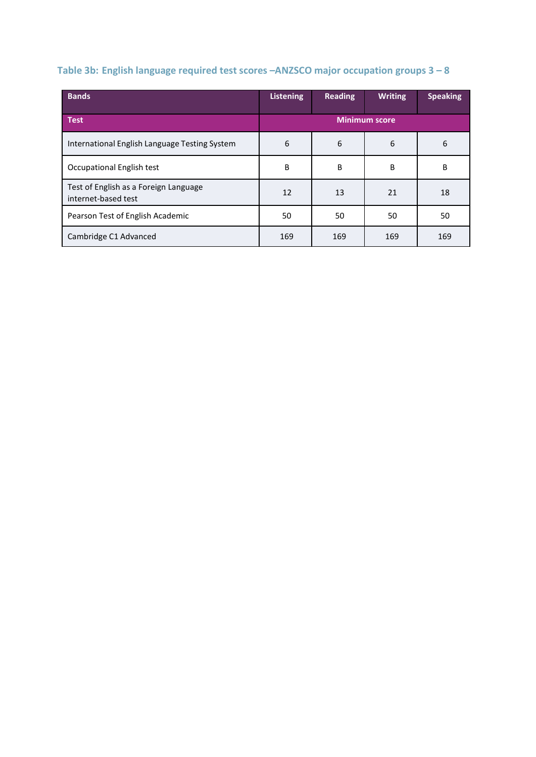### Table 3b: English language required test scores –ANZSCO major occupation groups 3 – 8

| Bands | Listening | Reading | Writing | Speaking |
|---|---|---|---|---|
| **Test** | **Minimum score** | | | |
| International English Language Testing System | 6 | 6 | 6 | 6 |
| Occupational English test | B | B | B | B |
| Test of English as a Foreign Language internet-based test | 12 | 13 | 21 | 18 |
| Pearson Test of English Academic | 50 | 50 | 50 | 50 |
| Cambridge C1 Advanced | 169 | 169 | 169 | 169 |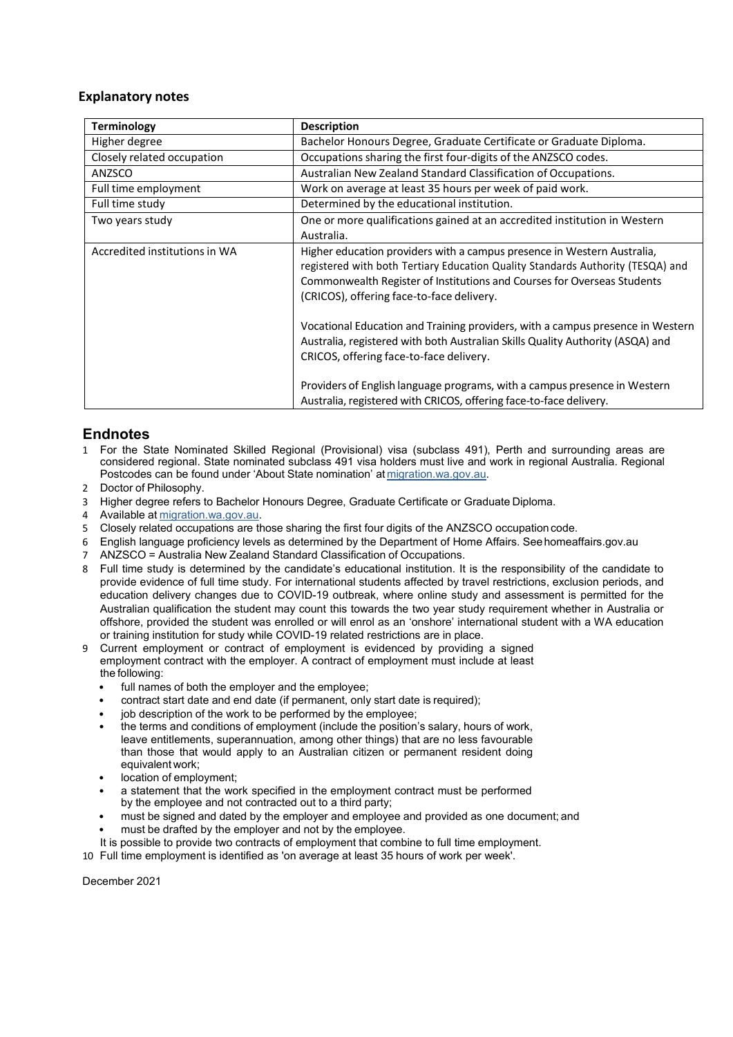## Explanatory notes

| Terminology | Description |
|---|---|
| Higher degree | Bachelor Honours Degree, Graduate Certificate or Graduate Diploma. |
| Closely related occupation | Occupations sharing the first four-digits of the ANZSCO codes. |
| ANZSCO | Australian New Zealand Standard Classification of Occupations. |
| Full time employment | Work on average at least 35 hours per week of paid work. |
| Full time study | Determined by the educational institution. |
| Two years study | One or more qualifications gained at an accredited institution in Western Australia. |
| Accredited institutions in WA | Higher education providers with a campus presence in Western Australia, registered with both Tertiary Education Quality Standards Authority (TESQA) and Commonwealth Register of Institutions and Courses for Overseas Students (CRICOS), offering face-to-face delivery.<br><br>Vocational Education and Training providers, with a campus presence in Western Australia, registered with both Australian Skills Quality Authority (ASQA) and CRICOS, offering face-to-face delivery.<br><br>Providers of English language programs, with a campus presence in Western Australia, registered with CRICOS, offering face-to-face delivery. |

## Endnotes

1. For the State Nominated Skilled Regional (Provisional) visa (subclass 491), Perth and surrounding areas are considered regional. State nominated subclass 491 visa holders must live and work in regional Australia. Regional Postcodes can be found under 'About State nomination' at migration.wa.gov.au.
2. Doctor of Philosophy.
3. Higher degree refers to Bachelor Honours Degree, Graduate Certificate or Graduate Diploma.
4. Available at migration.wa.gov.au.
5. Closely related occupations are those sharing the first four digits of the ANZSCO occupation code.
6. English language proficiency levels as determined by the Department of Home Affairs. See homeaffairs.gov.au
7. ANZSCO = Australian New Zealand Standard Classification of Occupations.
8. Full time study is determined by the candidate's educational institution. It is the responsibility of the candidate to provide evidence of full time study. For international students affected by travel restrictions, exclusion periods, and education delivery changes due to COVID-19 outbreak, where online study and assessment is permitted for the Australian qualification the student may count this towards the two year study requirement whether in Australia or offshore, provided the student was enrolled or will enrol as an 'onshore' international student with a WA education or training institution for study while COVID-19 related restrictions are in place.
9. Current employment or contract of employment is evidenced by providing a signed employment contract with the employer. A contract of employment must include at least the following:
   - full names of both the employer and the employee;
   - contract start date and end date (if permanent, only start date is required);
   - job description of the work to be performed by the employee;
   - the terms and conditions of employment (include the position's salary, hours of work, leave entitlements, superannuation, among other things) that are no less favourable than those that would apply to an Australian citizen or permanent resident doing equivalent work;
   - location of employment;
   - a statement that the work specified in the employment contract must be performed by the employee and not contracted out to a third party;
   - must be signed and dated by the employer and employee and provided as one document; and
   - must be drafted by the employer and not by the employee.

   It is possible to provide two contracts of employment that combine to full time employment.
10. Full time employment is identified as 'on average at least 35 hours of work per week'.

December 2021